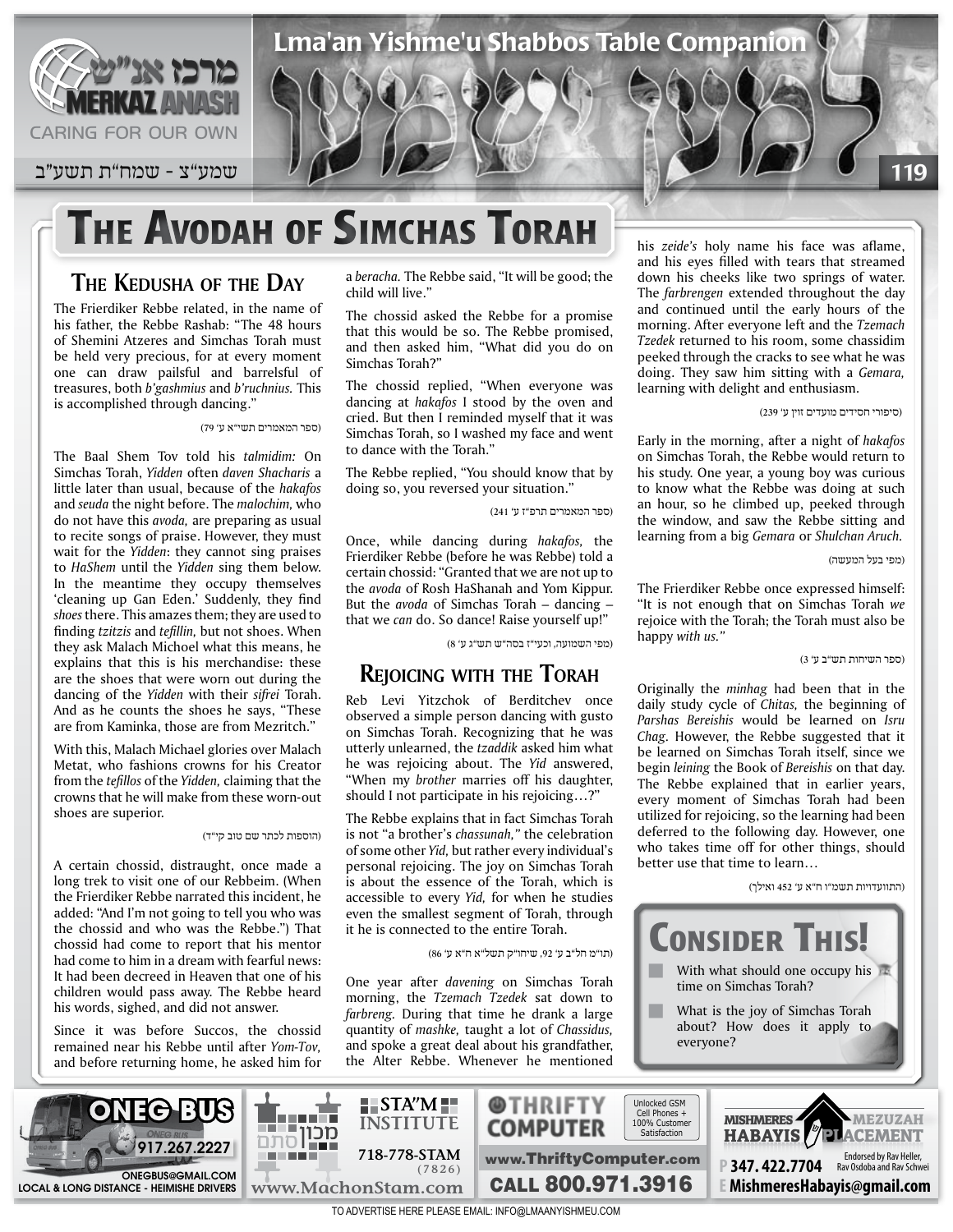# THE AVODAH OF SIMCHAS TORAH

## THE KEDUSHA OF THE DAY

The Frierdiker Rebbe related, in the name of his father, the Rebbe Rashab: "The 48 hours of Shemini Atzeres and Simchas Torah must be held very precious, for at every moment one can draw pailsful and barrelsful of treasures, both *b'gashmius* and *b'ruchnius.* This is accomplished through dancing."

(ספר המאמרים תשי"א ע' 79)

The Baal Shem Tov told his *talmidim:* On Simchas Torah, *Yidden* often *daven Shacharis* a little later than usual, because of the *hakafos* and *seuda* the night before. The *malochim,* who do not have this *avoda,* are preparing as usual to recite songs of praise. However, they must wait for the *Yidden*: they cannot sing praises to *HaShem* until the *Yidden* sing them below. In the meantime they occupy themselves 'cleaning up Gan Eden.' Suddenly, they find *shoes* there. This amazes them; they are used to finding *tzitzis* and *tefillin,* but not shoes. When they ask Malach Michoel what this means, he explains that this is his merchandise: these are the shoes that were worn out during the dancing of the *Yidden* with their *sifrei* Torah. And as he counts the shoes he says, "These are from Kaminka, those are from Mezritch."

With this, Malach Michoel glories over Malach Metat, who fashions crowns for his Creator from the *tefillos* of the *Yidden,* claiming that the crowns that he will make from these worn-out shoes are superior.

(הוספות לכתר שם טוב קי"ד)

A certain chossid, distraught, once made a long trek to visit one of our Rebbeim. (When the Frierdiker Rebbe narrated this incident, he added: "And I'm not going to tell you who was the chossid and who was the Rebbe.") That chossid had come to report that his mentor had come to him in a dream with fearful news: It had been decreed in Heaven that one of his children would pass away. The Rebbe heard his words, sighed, and did not answer.

Since it was before Succos, the chossid remained near his Rebbe until after *Yom-Tov,* and before returning home, he asked him for a *beracha.* The Rebbe said, "It will be good; the child will live."

The chossid asked the Rebbe for a promise that this would be so. The Rebbe promised, and then asked him, "What did you do on Simchas Torah?"

The chossid replied, "When everyone was dancing at *hakafos* I stood by the oven and cried. But then I reminded myself that it was Simchas Torah, so I washed my face and went to dance with the Torah."

The Rebbe replied, "You should know that by doing so, you reversed your situation."

(ספר המאמרים תרפ"ז ע' 241)

Once, while dancing during *hakafos,* the Frierdiker Rebbe (before he was Rebbe) told a certain chossid: "Granted that we are not up to the *avoda* of Rosh HaShanah and Yom Kippur. But the *avoda* of Simchas Torah – dancing – that we *can* do. So dance! Raise yourself up!"

(מפי השמועה, וכעי"ז בסה"ש תש"ג ע' 8)

## REJOICING WITH THE TORAH

Reb Levi Yitzchok of Berditchev once observed a simple person dancing with gusto on Simchas Torah. Recognizing that he was utterly unlearned, the *tzaddik* asked him what he was rejoicing about. The *Yid* answered, "When my *brother* marries off his daughter, should I not participate in his rejoicing…?"

The Rebbe explains that in fact Simchas Torah is not "a brother's *chassunah,"* the celebration of some other *Yid,* but rather every individual's personal rejoicing. The joy on Simchas Torah is about the essence of the Torah, which is accessible to every *Yid,* for when he studies even the smallest segment of Torah, through it he is connected to the entire Torah.

(תו"מ חל"ב ע' 92, שיחו"ק תשל"א ח"א ע' 86)

One year after *davening* on Simchas Torah morning, the *Tzemach Tzedek* sat down to *farbreng.* During that time he drank a large quantity of *mashke,* taught a lot of *Chassidus,* and spoke a great deal about his grandfather, the Alter Rebbe. Whenever he mentioned his *zeide's* holy name his face was aflame, and his eyes filled with tears that streamed down his cheeks like two springs of water. The *farbrengen* extended throughout the day and continued until the early hours of the morning. After everyone left and the *Tzemach Tzedek* returned to his room, some chassidim peeked through the cracks to see what he was doing. They saw him sitting with a *Gemara,* learning with delight and enthusiasm.

(סיפורי חסידים מועדים זוין ע' 239)

Early in the morning, after a night of *hakafos* on Simchas Torah, the Rebbe would return to his study. One year, a young boy was curious to know what the Rebbe was doing at such an hour, so he climbed up, peeked through the window, and saw the Rebbe sitting and learning from a big *Gemara* or *Shulchan Aruch.*

(מפי בעל המעשה)

The Frierdiker Rebbe once expressed himself: "It is not enough that on Simchas Torah *we* rejoice with the Torah; the Torah must also be happy *with us."*

(ספר השיחות תש"ב ע' 3)

Originally the *minhag* had been that in the daily study cycle of *Chitas,* the beginning of *Parshas Bereishis* would be learned on *Isru Chag.* However, the Rebbe suggested that it be learned on Simchas Torah itself, since we begin *leining* the Book of *Bereishis* on that day. The Rebbe explained that in earlier years, every moment of Simchas Torah had been utilized for rejoicing, so the learning had been deferred to the following day. However, one who takes time off for other things, should better use that time to learn…

(התוועדויות תשמ"ו ח"א ע' 452 ואילך)

## CONSIDER THIS!

- With what should one occupy his time on Simchas Torah?
- What is the joy of Simchas Torah about? How does it apply to everyone?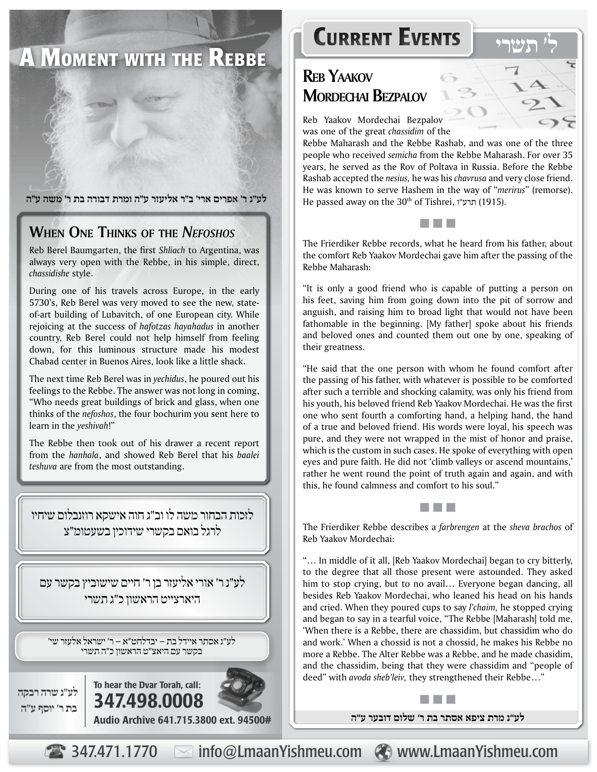# A Moment with the Rebbe

לע"נ ר' אפרים ארי' ב"ר אליעזר ע"ה ומרת דבורה בת ר' משה ע"ה

## When One Thinks of the *Nefoshos*

Reb Berel Baumgarten, the first *Shliach* to Argentina, was always very open with the Rebbe, in his simple, direct, *chassidishe* style.

During one of his travels across Europe, in the early 5730's, Reb Berel was very moved to see the new, state-of-art building of Lubavitch, of one European city. While rejoicing at the success of *hafotzas hayahadus* in another country, Reb Berel could not help himself from feeling down, for this luminous structure made his modest Chabad center in Buenos Aires, look like a little shack.

The next time Reb Berel was in *yechidus*, he poured out his feelings to the Rebbe. The answer was not long in coming, "Who needs great buildings of brick and glass, when one thinks of the *nefoshos*, the four bochurim you sent here to learn in the *yeshivah*!"

The Rebbe then took out of his drawer a recent report from the *hanhala*, and showed Reb Berel that his *baalei teshuva* are from the most outstanding.

לזכות הבחור משה לו וב"ג חוה אישקא רוזנבלום שיחיו לרגל בואם בקשרי שידוכין בשעטומ"צ

לע"נ ר' אורי אליעזר בן ר' חיים שישוביץ בקשר עם היארצייט הראשון כ"ג תשרי

לע"נ אסתר איידל בת – יבדלחט"א – ר' ישראל אלעזר שי' בקשר עם היאצ"ט הראשון כ"ה תשרי

לע"נ שרה רבקה בת ר' יוסף ע"ה

To hear the Dvar Torah, call: **347.498.0008**

Audio Archive 641.715.3800 ext. 94500#

# Current Events

ל' תשרי

## Reb Yaakov Mordechai Bezpalov

Reb Yaakov Mordechai Bezpalov was one of the great *chassidim* of the Rebbe Maharash and the Rebbe Rashab, and was one of the three people who received *semicha* from the Rebbe Maharash. For over 35 years, he served as the Rov of Poltava in Russia. Before the Rebbe Rashab accepted the *nesius,* he was his *chavrusa* and very close friend. He was known to serve Hashem in the way of "*merirus*" (remorse). He passed away on the 30th of Tishrei, תרע"ו (1915).

■ ■ ■

The Frierdiker Rebbe records, what he heard from his father, about the comfort Reb Yaakov Mordechai gave him after the passing of the Rebbe Maharash:

"It is only a good friend who is capable of putting a person on his feet, saving him from going down into the pit of sorrow and anguish, and raising him to broad light that would not have been fathomable in the beginning. [My father] spoke about his friends and beloved ones and counted them out one by one, speaking of their greatness.

"He said that the one person with whom he found comfort after the passing of his father, with whatever is possible to be comforted after such a terrible and shocking calamity, was only his friend from his youth, his beloved friend Reb Yaakov Mordechai. He was the first one who sent fourth a comforting hand, a helping hand, the hand of a true and beloved friend. His words were loyal, his speech was pure, and they were not wrapped in the mist of honor and praise, which is the custom in such cases. He spoke of everything with open eyes and pure faith. He did not 'climb valleys or ascend mountains,' rather he went round the point of truth again and again, and with this, he found calmness and comfort to his soul."

■ ■ ■

The Frierdiker Rebbe describes a *farbrengen* at the *sheva brachos* of Reb Yaakov Mordechai:

"… In middle of it all, [Reb Yaakov Mordechai] began to cry bitterly, to the degree that all those present were astounded. They asked him to stop crying, but to no avail… Everyone began dancing, all besides Reb Yaakov Mordechai, who leaned his head on his hands and cried. When they poured cups to say *l'chaim,* he stopped crying and began to say in a tearful voice, "The Rebbe [Maharash] told me, 'When there is a Rebbe, there are chassidim, but chassidim who do and work.' When a chossid is not a chossid, he makes his Rebbe no more a Rebbe. The Alter Rebbe was a Rebbe, and he made chasidim, and the chassidim, being that they were chassidim and "people of deed" with *avoda sheb'leiv,* they strengthened their Rebbe…"

■ ■ ■

לע"נ מרת ציפא אסתר בת ר' שלום דובער ע"ה

347.471.1770 info@LmaanYishmeu.com www.LmaanYishmeu.com